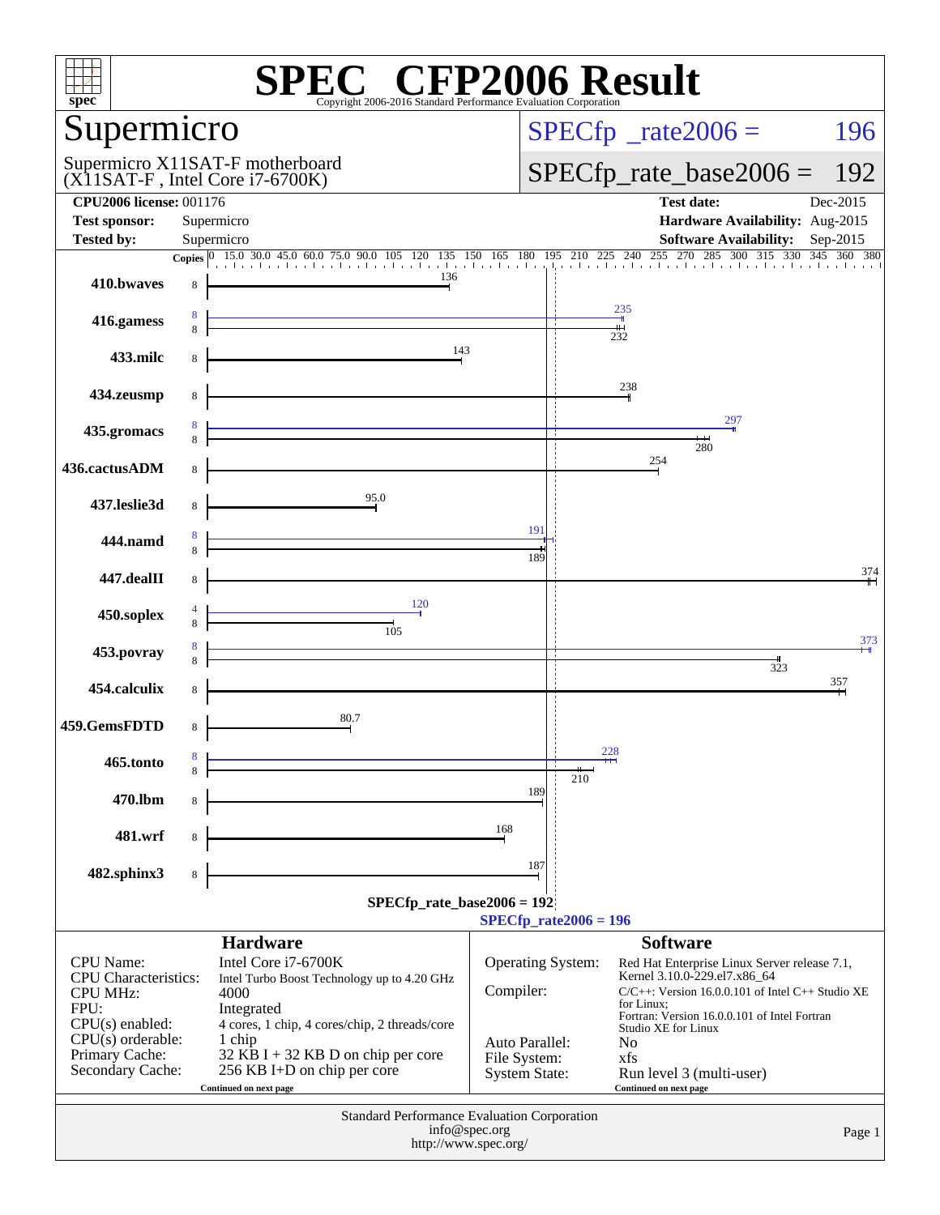# SPEC CFP2006 Result

Copyright 2006-2016 Standard Performance Evaluation Corporation

## Supermicro

Supermicro X11SAT-F motherboard (X11SAT-F , Intel Core i7-6700K)

SPECfp_rate2006 = 196

SPECfp_rate_base2006 = 192

| | | | |
|---|---|---|---|
| **CPU2006 license:** 001176 | | **Test date:** | Dec-2015 |
| **Test sponsor:** | Supermicro | **Hardware Availability:** | Aug-2015 |
| **Tested by:** | Supermicro | **Software Availability:** | Sep-2015 |

| Benchmark | Copies (peak) | Peak | Copies (base) | Base |
|---|---|---|---|---|
| 410.bwaves | | | 8 | 136 |
| 416.gamess | 8 | 235 | 8 | 232 |
| 433.milc | | | 8 | 143 |
| 434.zeusmp | | | 8 | 238 |
| 435.gromacs | 8 | 297 | 8 | 280 |
| 436.cactusADM | | | 8 | 254 |
| 437.leslie3d | | | 8 | 95.0 |
| 444.namd | 8 | 191 | 8 | 189 |
| 447.dealII | | | 8 | 374 |
| 450.soplex | 4 | 120 | 8 | 105 |
| 453.povray | 8 | 373 | 8 | 323 |
| 454.calculix | | | 8 | 357 |
| 459.GemsFDTD | | | 8 | 80.7 |
| 465.tonto | 8 | 228 | 8 | 210 |
| 470.lbm | | | 8 | 189 |
| 481.wrf | | | 8 | 168 |
| 482.sphinx3 | | | 8 | 187 |

SPECfp_rate_base2006 = 192

SPECfp_rate2006 = 196

### Hardware

| | |
|---|---|
| CPU Name: | Intel Core i7-6700K |
| CPU Characteristics: | Intel Turbo Boost Technology up to 4.20 GHz |
| CPU MHz: | 4000 |
| FPU: | Integrated |
| CPU(s) enabled: | 4 cores, 1 chip, 4 cores/chip, 2 threads/core |
| CPU(s) orderable: | 1 chip |
| Primary Cache: | 32 KB I + 32 KB D on chip per core |
| Secondary Cache: | 256 KB I+D on chip per core |

Continued on next page

### Software

| | |
|---|---|
| Operating System: | Red Hat Enterprise Linux Server release 7.1, Kernel 3.10.0-229.el7.x86_64 |
| Compiler: | C/C++: Version 16.0.0.101 of Intel C++ Studio XE for Linux; Fortran: Version 16.0.0.101 of Intel Fortran Studio XE for Linux |
| Auto Parallel: | No |
| File System: | xfs |
| System State: | Run level 3 (multi-user) |

Continued on next page

Standard Performance Evaluation Corporation
info@spec.org
http://www.spec.org/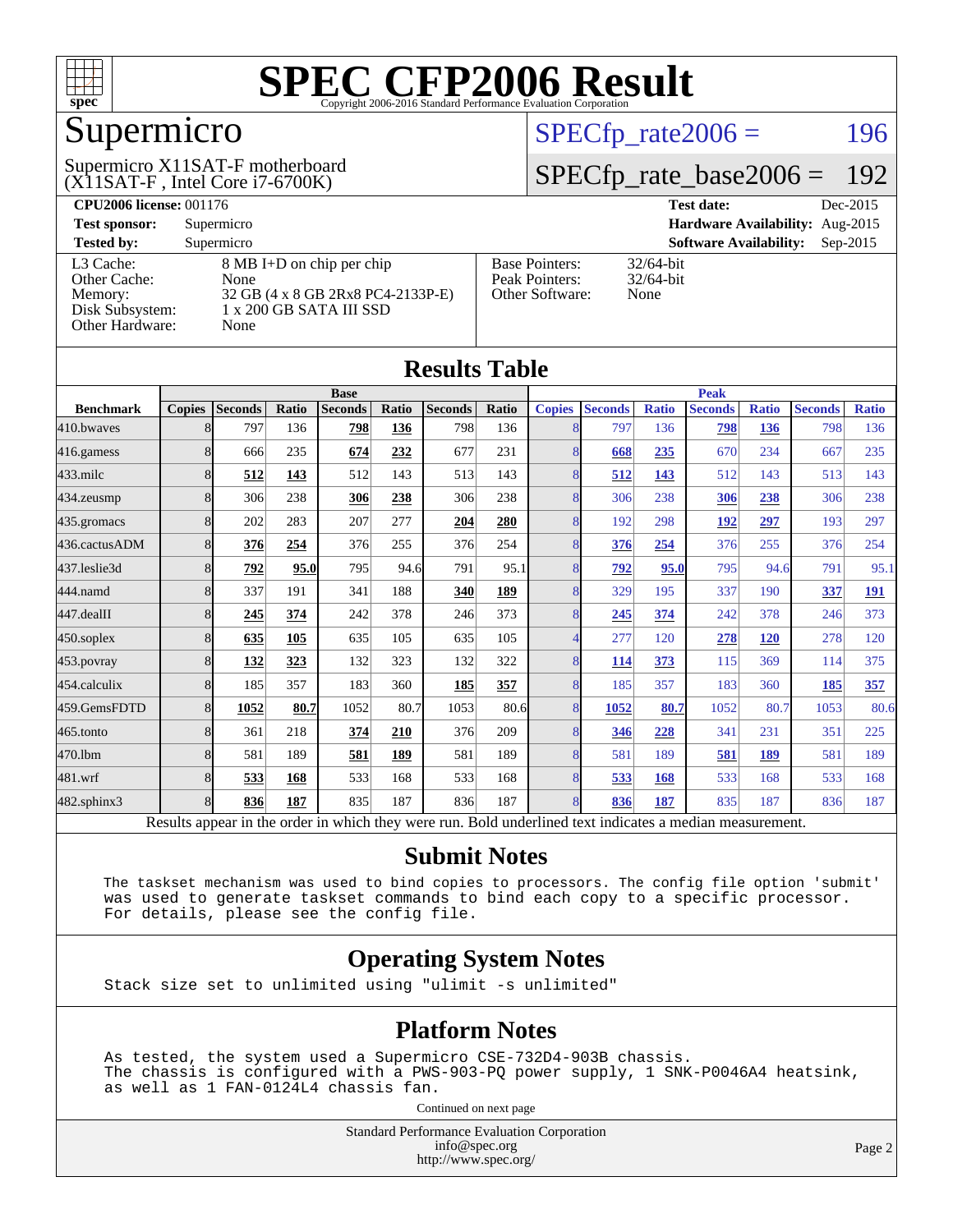# SPEC CFP2006 Result

Copyright 2006-2016 Standard Performance Evaluation Corporation

## Supermicro

Supermicro X11SAT-F motherboard
(X11SAT-F , Intel Core i7-6700K)

SPECfp_rate2006 = 196

SPECfp_rate_base2006 = 192

| | | | |
|---|---|---|---|
| **CPU2006 license:** 001176 | | **Test date:** | Dec-2015 |
| **Test sponsor:** | Supermicro | **Hardware Availability:** | Aug-2015 |
| **Tested by:** | Supermicro | **Software Availability:** | Sep-2015 |

| | | | |
|---|---|---|---|
| L3 Cache: | 8 MB I+D on chip per chip | Base Pointers: | 32/64-bit |
| Other Cache: | None | Peak Pointers: | 32/64-bit |
| Memory: | 32 GB (4 x 8 GB 2Rx8 PC4-2133P-E) | Other Software: | None |
| Disk Subsystem: | 1 x 200 GB SATA III SSD | | |
| Other Hardware: | None | | |

## Results Table

| | Base | | | | | | | Peak | | | | | | |
|---|---|---|---|---|---|---|---|---|---|---|---|---|---|---|
| **Benchmark** | **Copies** | **Seconds** | **Ratio** | **Seconds** | **Ratio** | **Seconds** | **Ratio** | **Copies** | **Seconds** | **Ratio** | **Seconds** | **Ratio** | **Seconds** | **Ratio** |
| 410.bwaves | 8 | 797 | 136 | **798** | **136** | 798 | 136 | 8 | 797 | 136 | **798** | **136** | 798 | 136 |
| 416.gamess | 8 | 666 | 235 | **674** | **232** | 677 | 231 | 8 | **668** | **235** | 670 | 234 | 667 | 235 |
| 433.milc | 8 | **512** | **143** | 512 | 143 | 513 | 143 | 8 | **512** | **143** | 512 | 143 | 513 | 143 |
| 434.zeusmp | 8 | 306 | 238 | **306** | **238** | 306 | 238 | 8 | 306 | 238 | **306** | **238** | 306 | 238 |
| 435.gromacs | 8 | 202 | 283 | 207 | 277 | **204** | **280** | 8 | 192 | 298 | **192** | **297** | 193 | 297 |
| 436.cactusADM | 8 | **376** | **254** | 376 | 255 | 376 | 254 | 8 | **376** | **254** | 376 | 255 | 376 | 254 |
| 437.leslie3d | 8 | **792** | **95.0** | 795 | 94.6 | 791 | 95.1 | 8 | **792** | **95.0** | 795 | 94.6 | 791 | 95.1 |
| 444.namd | 8 | 337 | 191 | 341 | 188 | **340** | **189** | 8 | 329 | 195 | 337 | 190 | **337** | **191** |
| 447.dealII | 8 | **245** | **374** | 242 | 378 | 246 | 373 | 8 | **245** | **374** | 242 | 378 | 246 | 373 |
| 450.soplex | 8 | **635** | **105** | 635 | 105 | 635 | 105 | 4 | 277 | 120 | **278** | **120** | 278 | 120 |
| 453.povray | 8 | **132** | **323** | 132 | 323 | 132 | 322 | 8 | **114** | **373** | 115 | 369 | 114 | 375 |
| 454.calculix | 8 | 185 | 357 | 183 | 360 | **185** | **357** | 8 | 185 | 357 | 183 | 360 | **185** | **357** |
| 459.GemsFDTD | 8 | **1052** | **80.7** | 1052 | 80.7 | 1053 | 80.6 | 8 | **1052** | **80.7** | 1052 | 80.7 | 1053 | 80.6 |
| 465.tonto | 8 | 361 | 218 | **374** | **210** | 376 | 209 | 8 | **346** | **228** | 341 | 231 | 351 | 225 |
| 470.lbm | 8 | 581 | 189 | **581** | **189** | 581 | 189 | 8 | 581 | 189 | **581** | **189** | 581 | 189 |
| 481.wrf | 8 | **533** | **168** | 533 | 168 | 533 | 168 | 8 | **533** | **168** | 533 | 168 | 533 | 168 |
| 482.sphinx3 | 8 | **836** | **187** | 835 | 187 | 836 | 187 | 8 | **836** | **187** | 835 | 187 | 836 | 187 |

Results appear in the order in which they were run. Bold underlined text indicates a median measurement.

## Submit Notes

```
The taskset mechanism was used to bind copies to processors. The config file option 'submit'
was used to generate taskset commands to bind each copy to a specific processor.
For details, please see the config file.
```

## Operating System Notes

```
Stack size set to unlimited using "ulimit -s unlimited"
```

## Platform Notes

```
As tested, the system used a Supermicro CSE-732D4-903B chassis.
The chassis is configured with a PWS-903-PQ power supply, 1 SNK-P0046A4 heatsink,
as well as 1 FAN-0124L4 chassis fan.
```

Continued on next page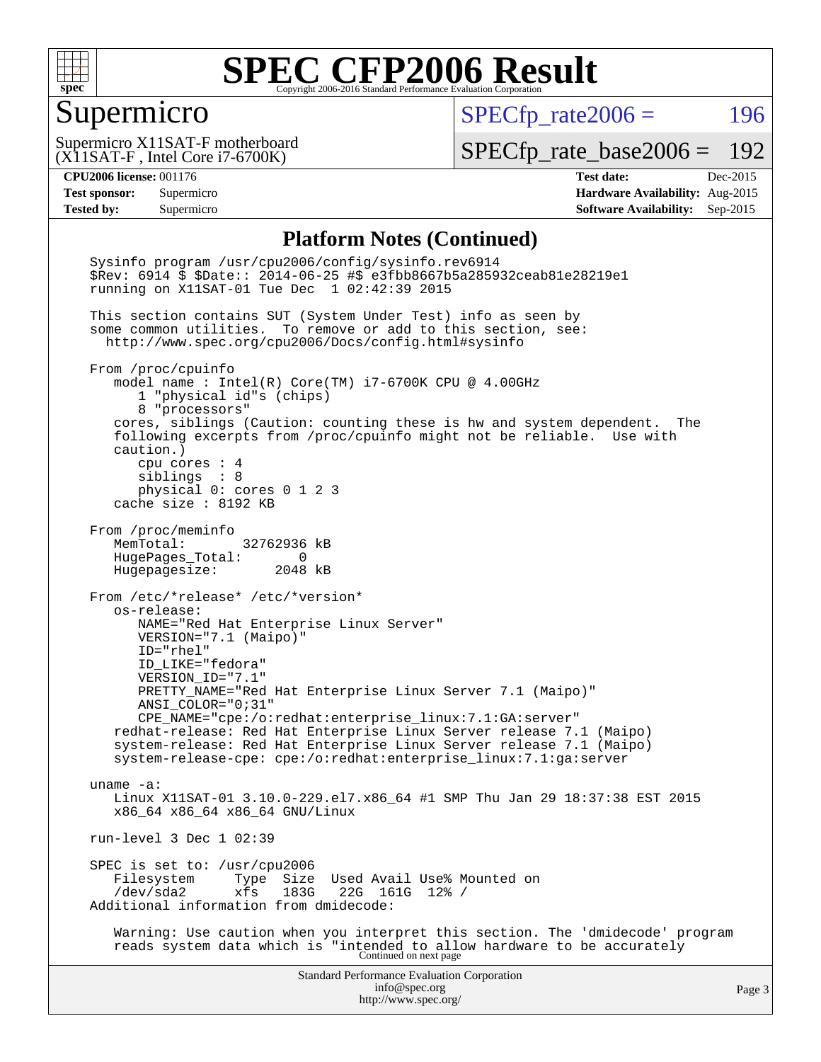# SPEC CFP2006 Result

Copyright 2006-2016 Standard Performance Evaluation Corporation

## Supermicro

Supermicro X11SAT-F motherboard
(X11SAT-F , Intel Core i7-6700K)

SPECfp_rate2006 = 196

SPECfp_rate_base2006 = 192

| | | | |
|---|---|---|---|
| **CPU2006 license:** | 001176 | **Test date:** | Dec-2015 |
| **Test sponsor:** | Supermicro | **Hardware Availability:** | Aug-2015 |
| **Tested by:** | Supermicro | **Software Availability:** | Sep-2015 |

### Platform Notes (Continued)

```
Sysinfo program /usr/cpu2006/config/sysinfo.rev6914
$Rev: 6914 $ $Date:: 2014-06-25 #$ e3fbb8667b5a285932ceab81e28219e1
running on X11SAT-01 Tue Dec  1 02:42:39 2015

This section contains SUT (System Under Test) info as seen by
some common utilities.  To remove or add to this section, see:
  http://www.spec.org/cpu2006/Docs/config.html#sysinfo

From /proc/cpuinfo
   model name : Intel(R) Core(TM) i7-6700K CPU @ 4.00GHz
      1 "physical id"s (chips)
      8 "processors"
   cores, siblings (Caution: counting these is hw and system dependent.  The
   following excerpts from /proc/cpuinfo might not be reliable.  Use with
   caution.)
      cpu cores : 4
      siblings  : 8
      physical 0: cores 0 1 2 3
   cache size : 8192 KB

From /proc/meminfo
   MemTotal:       32762936 kB
   HugePages_Total:       0
   Hugepagesize:       2048 kB

From /etc/*release* /etc/*version*
   os-release:
      NAME="Red Hat Enterprise Linux Server"
      VERSION="7.1 (Maipo)"
      ID="rhel"
      ID_LIKE="fedora"
      VERSION_ID="7.1"
      PRETTY_NAME="Red Hat Enterprise Linux Server 7.1 (Maipo)"
      ANSI_COLOR="0;31"
      CPE_NAME="cpe:/o:redhat:enterprise_linux:7.1:GA:server"
   redhat-release: Red Hat Enterprise Linux Server release 7.1 (Maipo)
   system-release: Red Hat Enterprise Linux Server release 7.1 (Maipo)
   system-release-cpe: cpe:/o:redhat:enterprise_linux:7.1:ga:server

uname -a:
   Linux X11SAT-01 3.10.0-229.el7.x86_64 #1 SMP Thu Jan 29 18:37:38 EST 2015
   x86_64 x86_64 x86_64 GNU/Linux

run-level 3 Dec 1 02:39

SPEC is set to: /usr/cpu2006
   Filesystem     Type  Size  Used Avail Use% Mounted on
   /dev/sda2      xfs   183G   22G  161G  12% /
Additional information from dmidecode:

   Warning: Use caution when you interpret this section. The 'dmidecode' program
   reads system data which is "intended to allow hardware to be accurately
```

Continued on next page

Standard Performance Evaluation Corporation
info@spec.org
http://www.spec.org/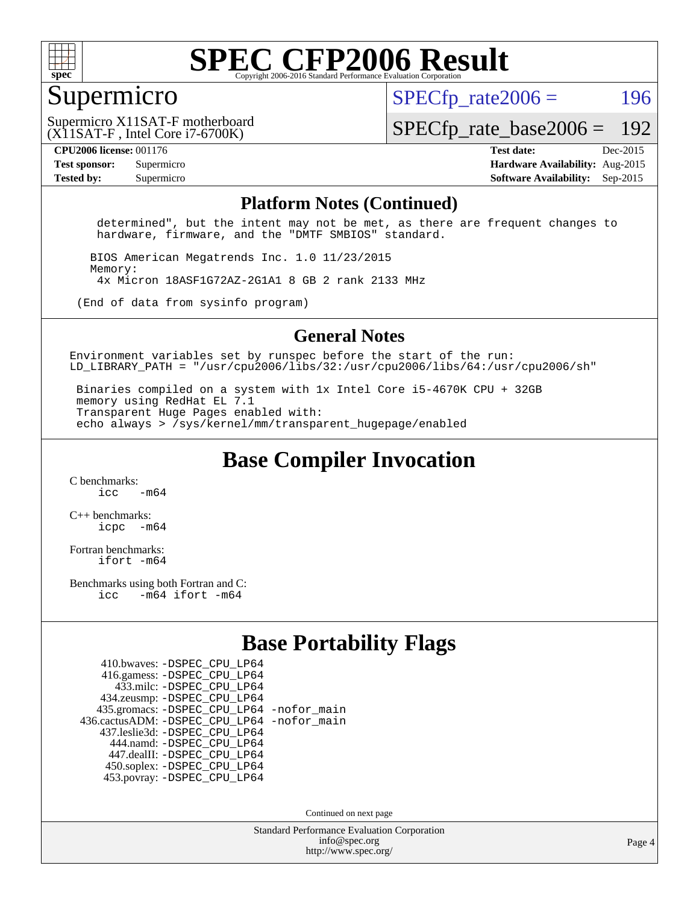# SPEC CFP2006 Result

Copyright 2006-2016 Standard Performance Evaluation Corporation

## Supermicro

Supermicro X11SAT-F motherboard
(X11SAT-F , Intel Core i7-6700K)

SPECfp_rate2006 = 196

SPECfp_rate_base2006 = 192

**CPU2006 license:** 001176
**Test sponsor:** Supermicro
**Tested by:** Supermicro

**Test date:** Dec-2015
**Hardware Availability:** Aug-2015
**Software Availability:** Sep-2015

## Platform Notes (Continued)

```
 determined", but the intent may not be met, as there are frequent changes to
 hardware, firmware, and the "DMTF SMBIOS" standard.

BIOS American Megatrends Inc. 1.0 11/23/2015
Memory:
 4x Micron 18ASF1G72AZ-2G1A1 8 GB 2 rank 2133 MHz

(End of data from sysinfo program)
```

## General Notes

```
Environment variables set by runspec before the start of the run:
LD_LIBRARY_PATH = "/usr/cpu2006/libs/32:/usr/cpu2006/libs/64:/usr/cpu2006/sh"

 Binaries compiled on a system with 1x Intel Core i5-4670K CPU + 32GB
 memory using RedHat EL 7.1
 Transparent Huge Pages enabled with:
 echo always > /sys/kernel/mm/transparent_hugepage/enabled
```

## Base Compiler Invocation

C benchmarks:
```
icc   -m64
```

C++ benchmarks:
```
icpc  -m64
```

Fortran benchmarks:
```
ifort -m64
```

Benchmarks using both Fortran and C:
```
icc   -m64 ifort -m64
```

## Base Portability Flags

```
   410.bwaves: -DSPEC_CPU_LP64
   416.gamess: -DSPEC_CPU_LP64
     433.milc: -DSPEC_CPU_LP64
   434.zeusmp: -DSPEC_CPU_LP64
  435.gromacs: -DSPEC_CPU_LP64 -nofor_main
436.cactusADM: -DSPEC_CPU_LP64 -nofor_main
  437.leslie3d: -DSPEC_CPU_LP64
    444.namd: -DSPEC_CPU_LP64
   447.dealII: -DSPEC_CPU_LP64
   450.soplex: -DSPEC_CPU_LP64
   453.povray: -DSPEC_CPU_LP64
```

Continued on next page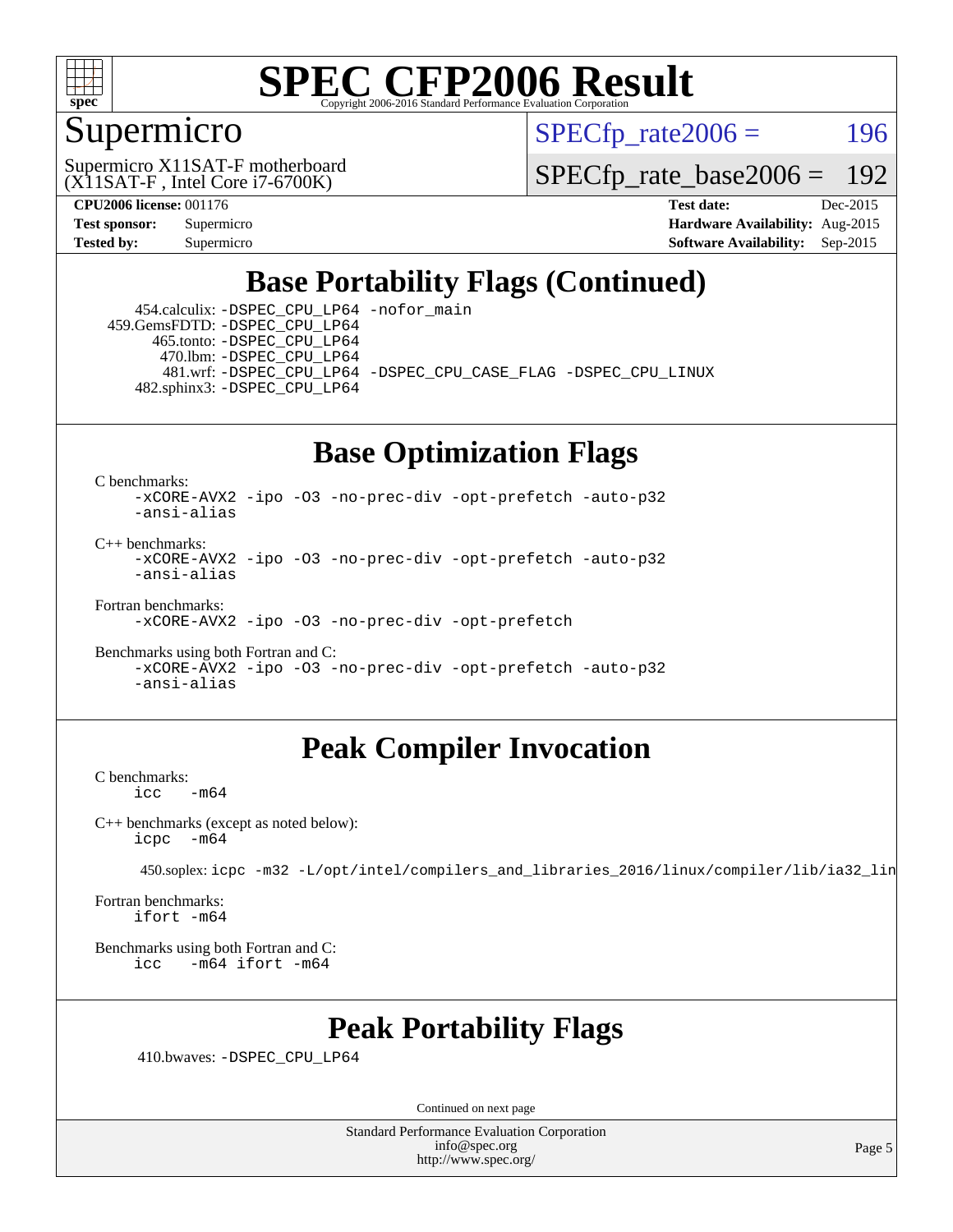# SPEC CFP2006 Result

Copyright 2006-2016 Standard Performance Evaluation Corporation

## Supermicro

Supermicro X11SAT-F motherboard
(X11SAT-F , Intel Core i7-6700K)

SPECfp_rate2006 = 196

SPECfp_rate_base2006 = 192

**CPU2006 license:** 001176
**Test sponsor:** Supermicro
**Tested by:** Supermicro

**Test date:** Dec-2015
**Hardware Availability:** Aug-2015
**Software Availability:** Sep-2015

## Base Portability Flags (Continued)

454.calculix: -DSPEC_CPU_LP64 -nofor_main
459.GemsFDTD: -DSPEC_CPU_LP64
465.tonto: -DSPEC_CPU_LP64
470.lbm: -DSPEC_CPU_LP64
481.wrf: -DSPEC_CPU_LP64 -DSPEC_CPU_CASE_FLAG -DSPEC_CPU_LINUX
482.sphinx3: -DSPEC_CPU_LP64

## Base Optimization Flags

C benchmarks:
```
-xCORE-AVX2 -ipo -O3 -no-prec-div -opt-prefetch -auto-p32
-ansi-alias
```

C++ benchmarks:
```
-xCORE-AVX2 -ipo -O3 -no-prec-div -opt-prefetch -auto-p32
-ansi-alias
```

Fortran benchmarks:
```
-xCORE-AVX2 -ipo -O3 -no-prec-div -opt-prefetch
```

Benchmarks using both Fortran and C:
```
-xCORE-AVX2 -ipo -O3 -no-prec-div -opt-prefetch -auto-p32
-ansi-alias
```

## Peak Compiler Invocation

C benchmarks:
```
icc   -m64
```

C++ benchmarks (except as noted below):
```
icpc  -m64
```

450.soplex: icpc -m32 -L/opt/intel/compilers_and_libraries_2016/linux/compiler/lib/ia32_lin

Fortran benchmarks:
```
ifort -m64
```

Benchmarks using both Fortran and C:
```
icc   -m64 ifort -m64
```

## Peak Portability Flags

410.bwaves: -DSPEC_CPU_LP64

Continued on next page

Standard Performance Evaluation Corporation
info@spec.org
http://www.spec.org/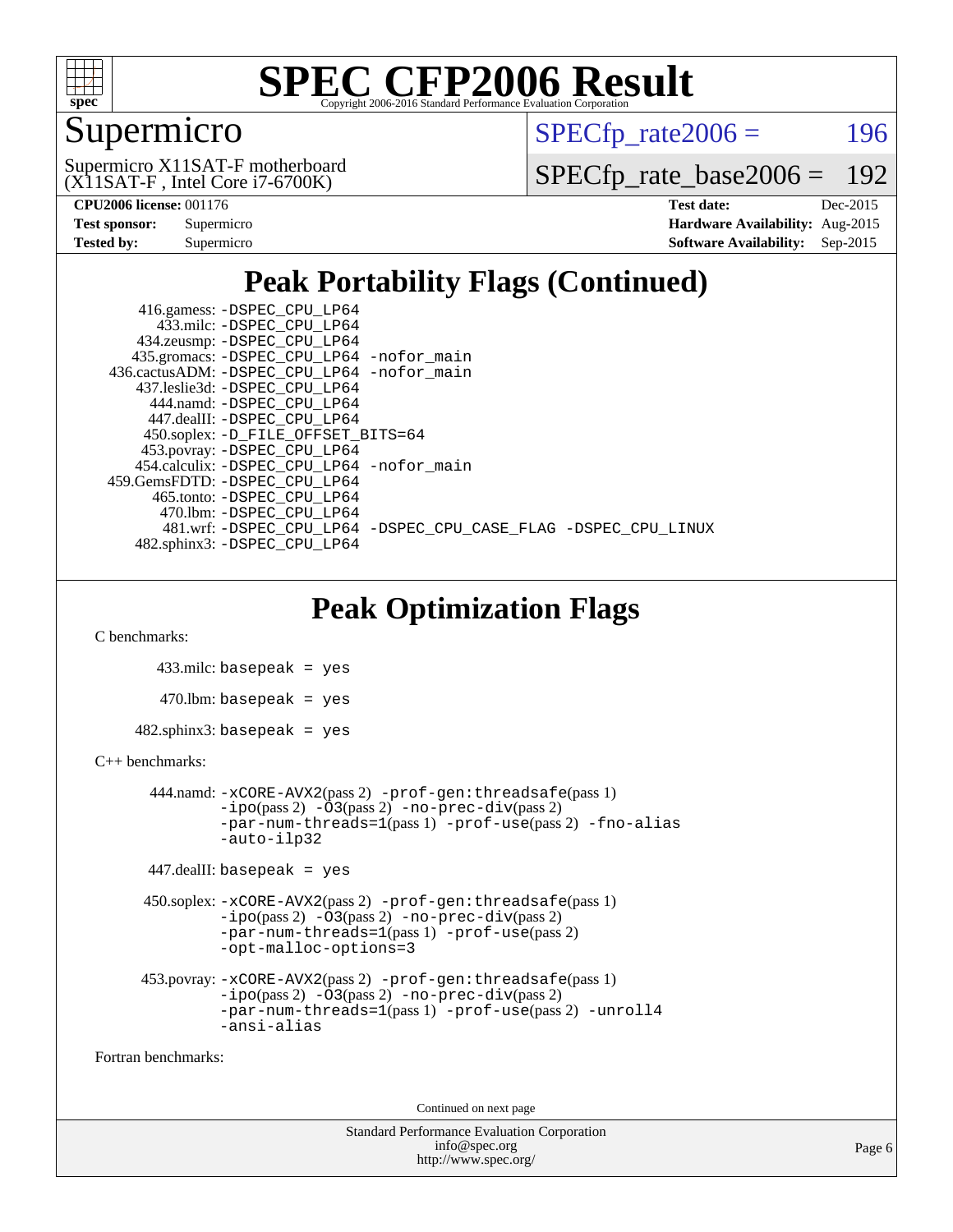# SPEC CFP2006 Result

Copyright 2006-2016 Standard Performance Evaluation Corporation

## Supermicro

Supermicro X11SAT-F motherboard
(X11SAT-F , Intel Core i7-6700K)

SPECfp_rate2006 = 196

SPECfp_rate_base2006 = 192

| | | | |
|---|---|---|---|
| **CPU2006 license:** 001176 | | **Test date:** | Dec-2015 |
| **Test sponsor:** | Supermicro | **Hardware Availability:** | Aug-2015 |
| **Tested by:** | Supermicro | **Software Availability:** | Sep-2015 |

## Peak Portability Flags (Continued)

416.gamess: -DSPEC_CPU_LP64
433.milc: -DSPEC_CPU_LP64
434.zeusmp: -DSPEC_CPU_LP64
435.gromacs: -DSPEC_CPU_LP64 -nofor_main
436.cactusADM: -DSPEC_CPU_LP64 -nofor_main
437.leslie3d: -DSPEC_CPU_LP64
444.namd: -DSPEC_CPU_LP64
447.dealII: -DSPEC_CPU_LP64
450.soplex: -D_FILE_OFFSET_BITS=64
453.povray: -DSPEC_CPU_LP64
454.calculix: -DSPEC_CPU_LP64 -nofor_main
459.GemsFDTD: -DSPEC_CPU_LP64
465.tonto: -DSPEC_CPU_LP64
470.lbm: -DSPEC_CPU_LP64
481.wrf: -DSPEC_CPU_LP64 -DSPEC_CPU_CASE_FLAG -DSPEC_CPU_LINUX
482.sphinx3: -DSPEC_CPU_LP64

## Peak Optimization Flags

C benchmarks:

433.milc: basepeak = yes

470.lbm: basepeak = yes

482.sphinx3: basepeak = yes

C++ benchmarks:

444.namd: -xCORE-AVX2(pass 2) -prof-gen:threadsafe(pass 1) -ipo(pass 2) -O3(pass 2) -no-prec-div(pass 2) -par-num-threads=1(pass 1) -prof-use(pass 2) -fno-alias -auto-ilp32

447.dealII: basepeak = yes

450.soplex: -xCORE-AVX2(pass 2) -prof-gen:threadsafe(pass 1) -ipo(pass 2) -O3(pass 2) -no-prec-div(pass 2) -par-num-threads=1(pass 1) -prof-use(pass 2) -opt-malloc-options=3

453.povray: -xCORE-AVX2(pass 2) -prof-gen:threadsafe(pass 1) -ipo(pass 2) -O3(pass 2) -no-prec-div(pass 2) -par-num-threads=1(pass 1) -prof-use(pass 2) -unroll4 -ansi-alias

Fortran benchmarks:

Continued on next page

Standard Performance Evaluation Corporation
info@spec.org
http://www.spec.org/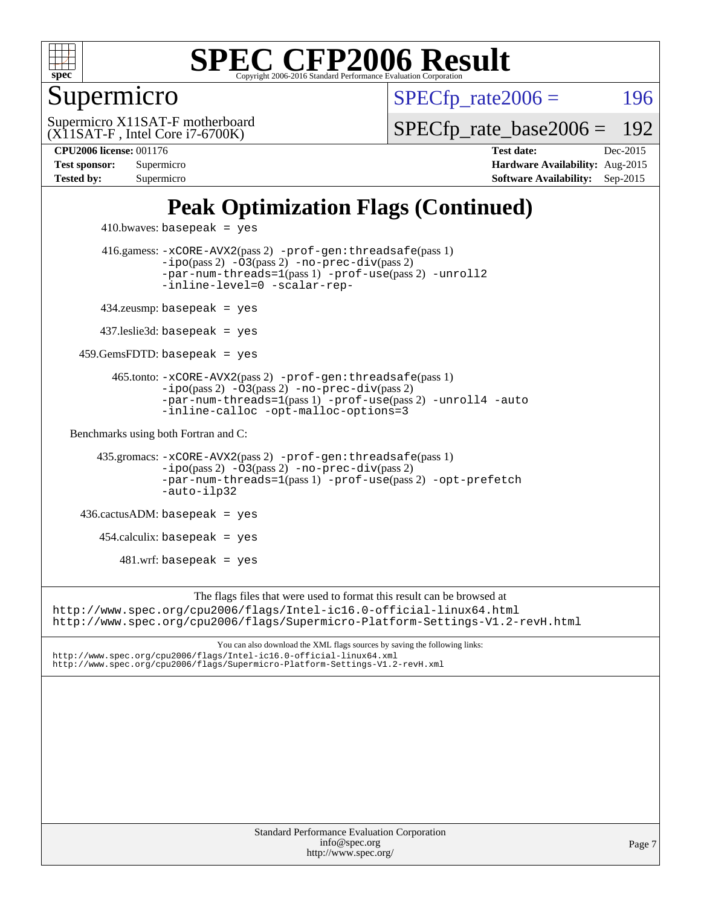# Peak Optimization Flags (Continued)

410.bwaves: `basepeak = yes`

416.gamess: `-xCORE-AVX2`(pass 2) `-prof-gen:threadsafe`(pass 1) `-ipo`(pass 2) `-O3`(pass 2) `-no-prec-div`(pass 2) `-par-num-threads=1`(pass 1) `-prof-use`(pass 2) `-unroll2` `-inline-level=0` `-scalar-rep-`

434.zeusmp: `basepeak = yes`

437.leslie3d: `basepeak = yes`

459.GemsFDTD: `basepeak = yes`

465.tonto: `-xCORE-AVX2`(pass 2) `-prof-gen:threadsafe`(pass 1) `-ipo`(pass 2) `-O3`(pass 2) `-no-prec-div`(pass 2) `-par-num-threads=1`(pass 1) `-prof-use`(pass 2) `-unroll4` `-auto` `-inline-calloc` `-opt-malloc-options=3`

Benchmarks using both Fortran and C:

435.gromacs: `-xCORE-AVX2`(pass 2) `-prof-gen:threadsafe`(pass 1) `-ipo`(pass 2) `-O3`(pass 2) `-no-prec-div`(pass 2) `-par-num-threads=1`(pass 1) `-prof-use`(pass 2) `-opt-prefetch` `-auto-ilp32`

436.cactusADM: `basepeak = yes`

454.calculix: `basepeak = yes`

481.wrf: `basepeak = yes`

The flags files that were used to format this result can be browsed at
http://www.spec.org/cpu2006/flags/Intel-ic16.0-official-linux64.html
http://www.spec.org/cpu2006/flags/Supermicro-Platform-Settings-V1.2-revH.html

You can also download the XML flags sources by saving the following links:
http://www.spec.org/cpu2006/flags/Intel-ic16.0-official-linux64.xml
http://www.spec.org/cpu2006/flags/Supermicro-Platform-Settings-V1.2-revH.xml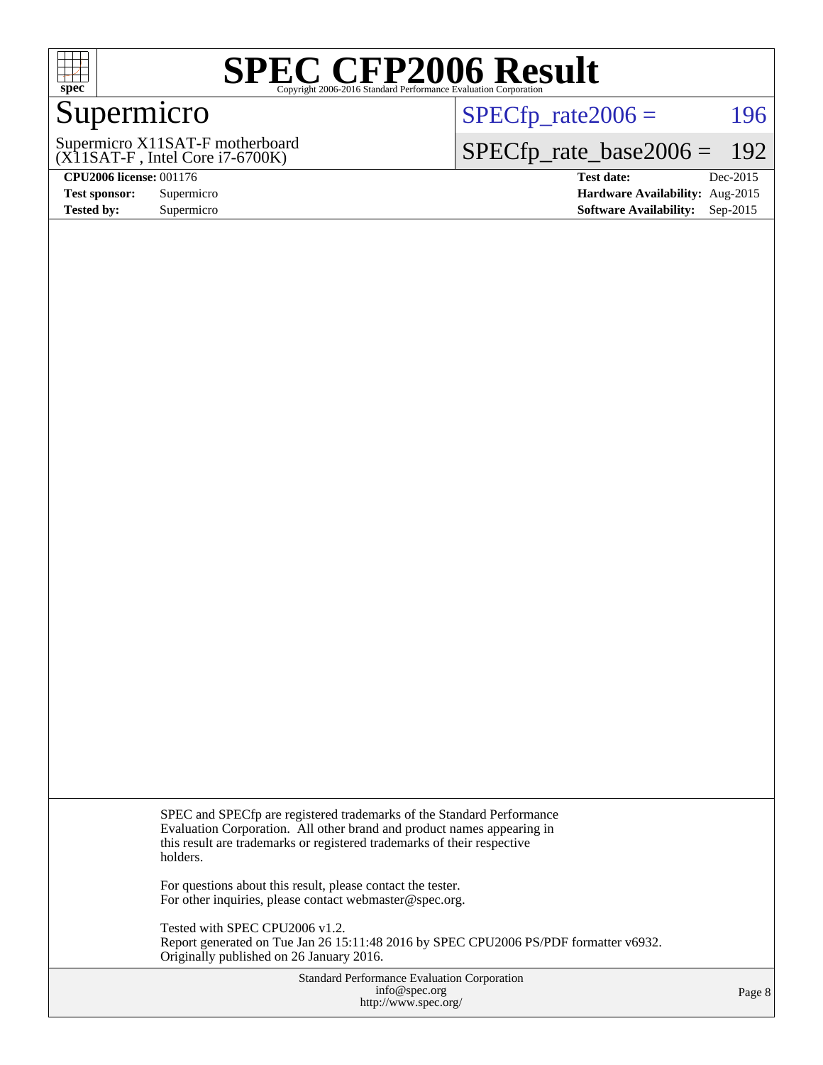SPEC and SPECfp are registered trademarks of the Standard Performance Evaluation Corporation. All other brand and product names appearing in this result are trademarks or registered trademarks of their respective holders.

For questions about this result, please contact the tester.
For other inquiries, please contact webmaster@spec.org.

Tested with SPEC CPU2006 v1.2.
Report generated on Tue Jan 26 15:11:48 2016 by SPEC CPU2006 PS/PDF formatter v6932.
Originally published on 26 January 2016.